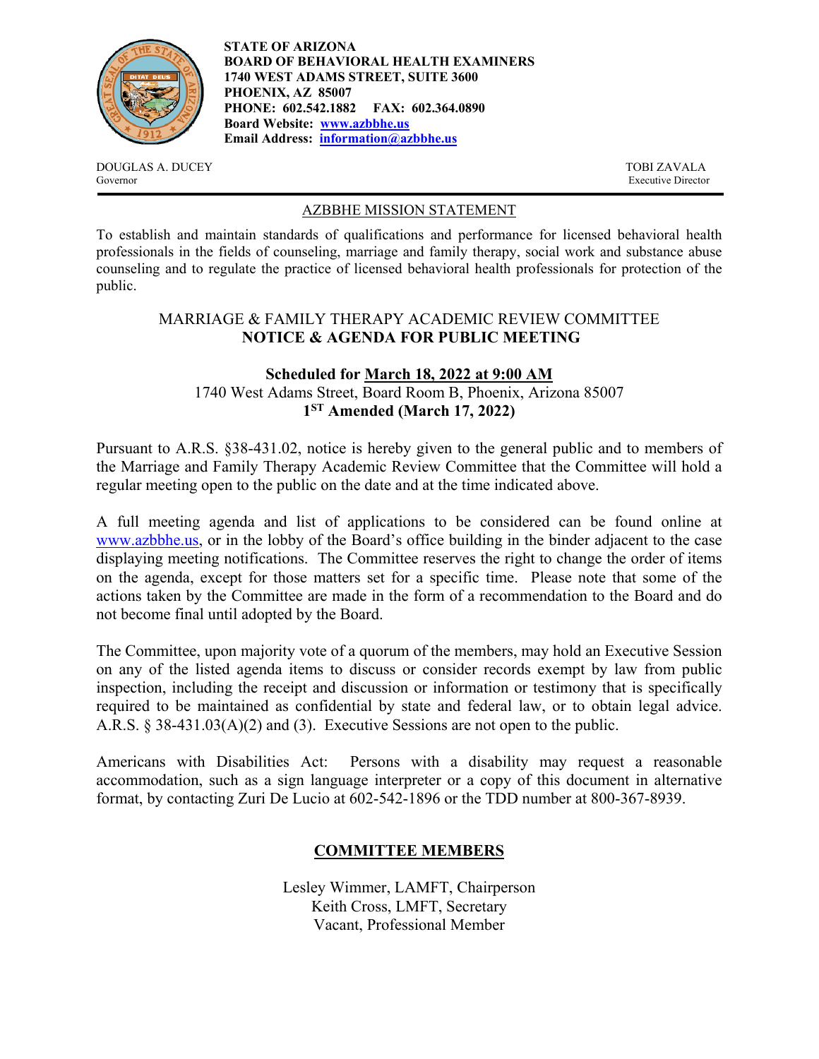**STATE OF ARIZONA**
**BOARD OF BEHAVIORAL HEALTH EXAMINERS**
**1740 WEST ADAMS STREET, SUITE 3600**
**PHOENIX, AZ 85007**
**PHONE: 602.542.1882 FAX: 602.364.0890**
**Board Website: [www.azbbhe.us](http://www.azbbhe.us)**
**Email Address: [information@azbbhe.us](mailto:information@azbbhe.us)**

DOUGLAS A. DUCEY
Governor

TOBI ZAVALA
Executive Director

AZBBHE MISSION STATEMENT

To establish and maintain standards of qualifications and performance for licensed behavioral health professionals in the fields of counseling, marriage and family therapy, social work and substance abuse counseling and to regulate the practice of licensed behavioral health professionals for protection of the public.

## MARRIAGE & FAMILY THERAPY ACADEMIC REVIEW COMMITTEE
## NOTICE & AGENDA FOR PUBLIC MEETING

**Scheduled for March 18, 2022 at 9:00 AM**
1740 West Adams Street, Board Room B, Phoenix, Arizona 85007
**1ST Amended (March 17, 2022)**

Pursuant to A.R.S. §38-431.02, notice is hereby given to the general public and to members of the Marriage and Family Therapy Academic Review Committee that the Committee will hold a regular meeting open to the public on the date and at the time indicated above.

A full meeting agenda and list of applications to be considered can be found online at [www.azbbhe.us](http://www.azbbhe.us), or in the lobby of the Board's office building in the binder adjacent to the case displaying meeting notifications. The Committee reserves the right to change the order of items on the agenda, except for those matters set for a specific time. Please note that some of the actions taken by the Committee are made in the form of a recommendation to the Board and do not become final until adopted by the Board.

The Committee, upon majority vote of a quorum of the members, may hold an Executive Session on any of the listed agenda items to discuss or consider records exempt by law from public inspection, including the receipt and discussion or information or testimony that is specifically required to be maintained as confidential by state and federal law, or to obtain legal advice. A.R.S. § 38-431.03(A)(2) and (3). Executive Sessions are not open to the public.

Americans with Disabilities Act: Persons with a disability may request a reasonable accommodation, such as a sign language interpreter or a copy of this document in alternative format, by contacting Zuri De Lucio at 602-542-1896 or the TDD number at 800-367-8939.

## COMMITTEE MEMBERS

Lesley Wimmer, LAMFT, Chairperson
Keith Cross, LMFT, Secretary
Vacant, Professional Member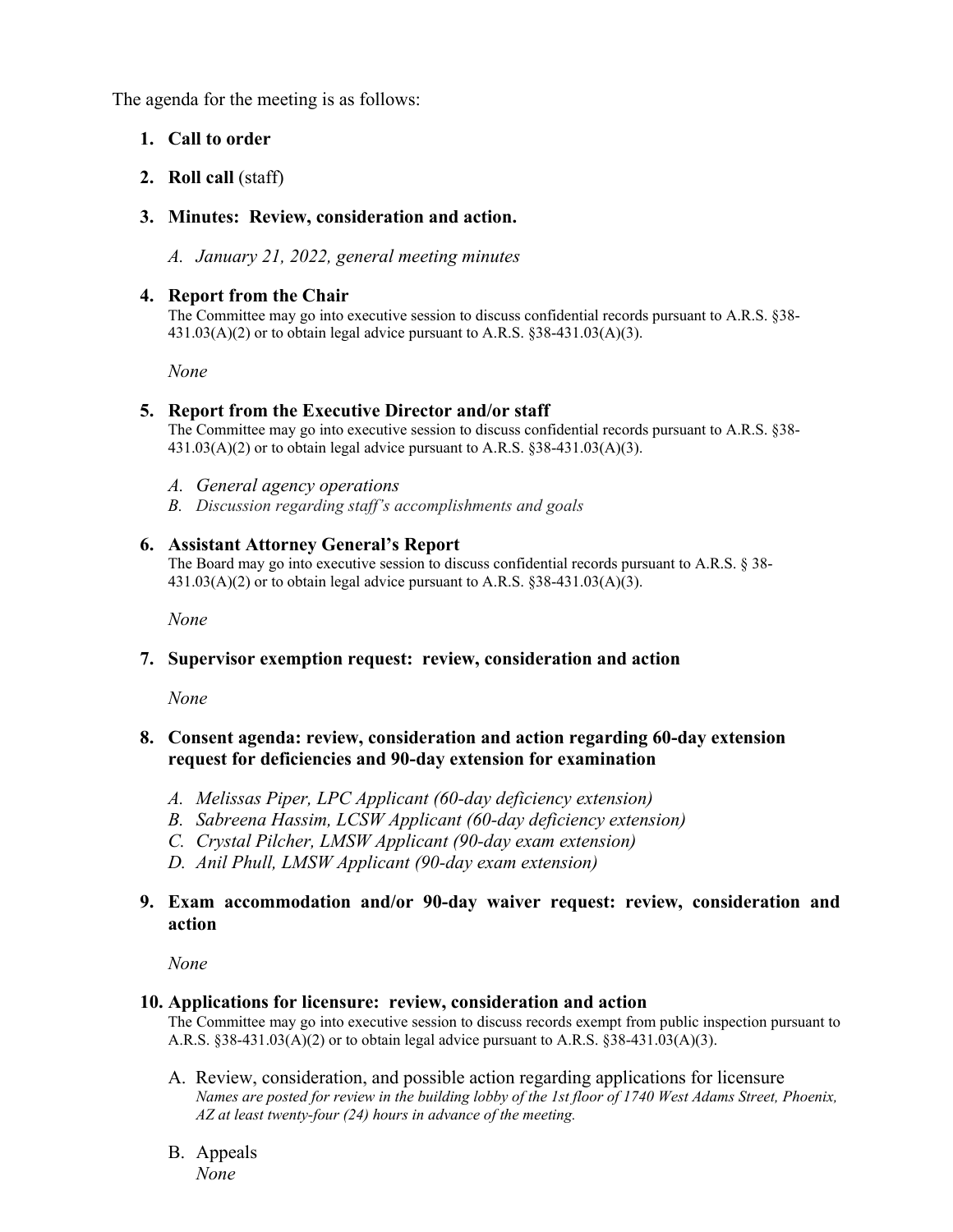The agenda for the meeting is as follows:

1. **Call to order**

2. **Roll call** (staff)

3. **Minutes: Review, consideration and action.**

   A. *January 21, 2022, general meeting minutes*

4. **Report from the Chair**
   The Committee may go into executive session to discuss confidential records pursuant to A.R.S. §38-431.03(A)(2) or to obtain legal advice pursuant to A.R.S. §38-431.03(A)(3).

   *None*

5. **Report from the Executive Director and/or staff**
   The Committee may go into executive session to discuss confidential records pursuant to A.R.S. §38-431.03(A)(2) or to obtain legal advice pursuant to A.R.S. §38-431.03(A)(3).

   A. *General agency operations*
   B. *Discussion regarding staff's accomplishments and goals*

6. **Assistant Attorney General's Report**
   The Board may go into executive session to discuss confidential records pursuant to A.R.S. § 38-431.03(A)(2) or to obtain legal advice pursuant to A.R.S. §38-431.03(A)(3).

   *None*

7. **Supervisor exemption request: review, consideration and action**

   *None*

8. **Consent agenda: review, consideration and action regarding 60-day extension request for deficiencies and 90-day extension for examination**

   A. *Melissas Piper, LPC Applicant (60-day deficiency extension)*
   B. *Sabreena Hassim, LCSW Applicant (60-day deficiency extension)*
   C. *Crystal Pilcher, LMSW Applicant (90-day exam extension)*
   D. *Anil Phull, LMSW Applicant (90-day exam extension)*

9. **Exam accommodation and/or 90-day waiver request: review, consideration and action**

   *None*

10. **Applications for licensure: review, consideration and action**
    The Committee may go into executive session to discuss records exempt from public inspection pursuant to A.R.S. §38-431.03(A)(2) or to obtain legal advice pursuant to A.R.S. §38-431.03(A)(3).

    A. Review, consideration, and possible action regarding applications for licensure
    *Names are posted for review in the building lobby of the 1st floor of 1740 West Adams Street, Phoenix, AZ at least twenty-four (24) hours in advance of the meeting.*

    B. Appeals
    *None*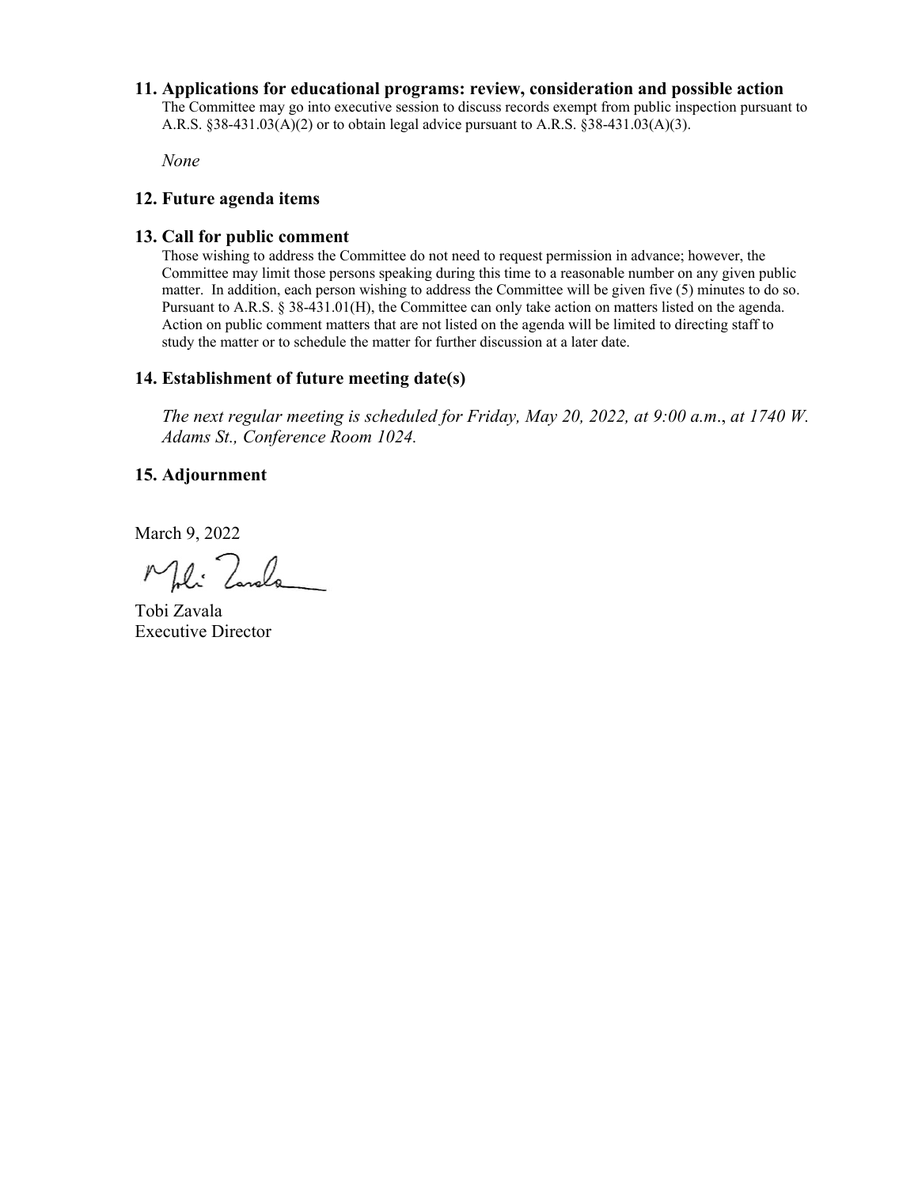### 11. Applications for educational programs: review, consideration and possible action

The Committee may go into executive session to discuss records exempt from public inspection pursuant to A.R.S. §38-431.03(A)(2) or to obtain legal advice pursuant to A.R.S. §38-431.03(A)(3).

*None*

### 12. Future agenda items

### 13. Call for public comment

Those wishing to address the Committee do not need to request permission in advance; however, the Committee may limit those persons speaking during this time to a reasonable number on any given public matter. In addition, each person wishing to address the Committee will be given five (5) minutes to do so. Pursuant to A.R.S. § 38-431.01(H), the Committee can only take action on matters listed on the agenda. Action on public comment matters that are not listed on the agenda will be limited to directing staff to study the matter or to schedule the matter for further discussion at a later date.

### 14. Establishment of future meeting date(s)

*The next regular meeting is scheduled for Friday, May 20, 2022, at 9:00 a.m., at 1740 W. Adams St., Conference Room 1024.*

### 15. Adjournment

March 9, 2022

Tobi Zavala
Executive Director